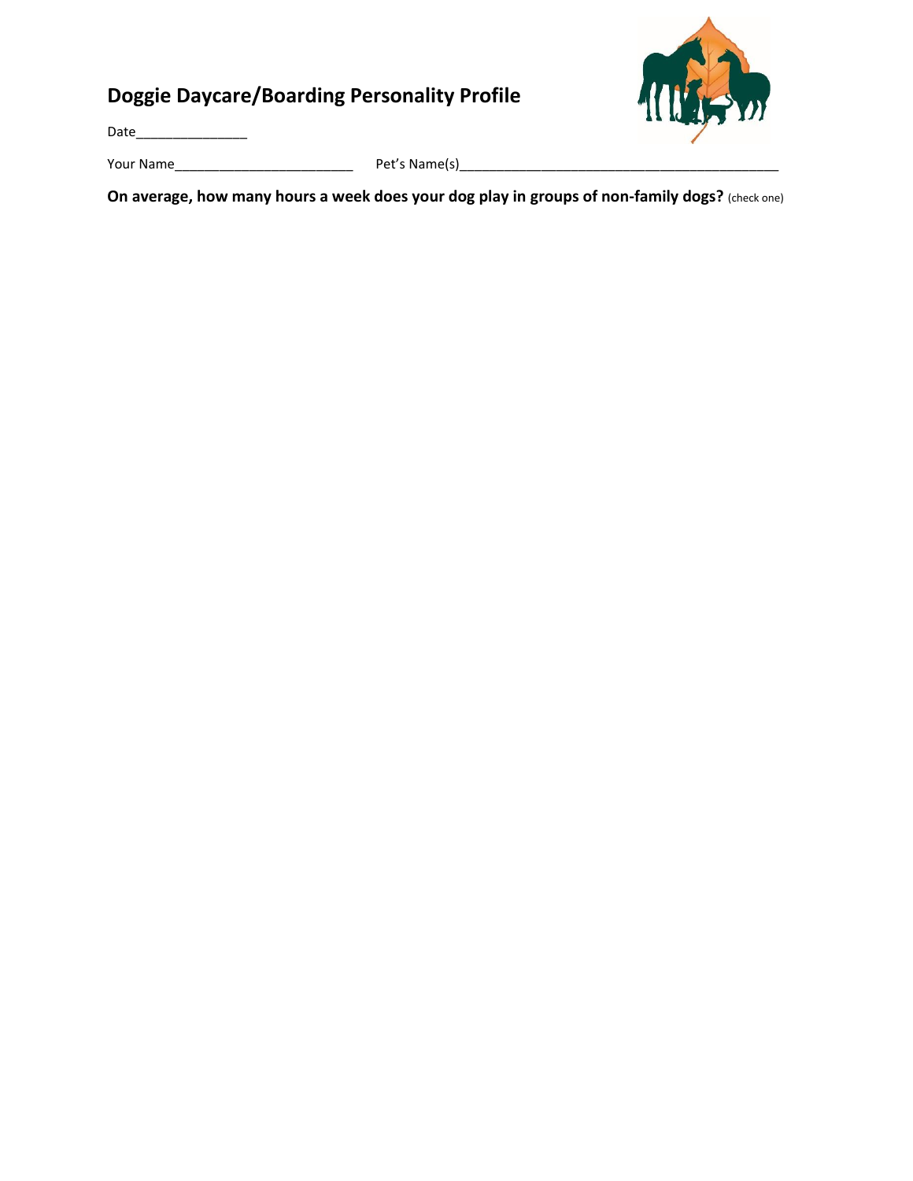# Doggie Daycare/Boarding Personality Profile

Date_______________

Your Name________________________ Pet's Name(s)___________________________________________

**On average, how many hours a week does your dog play in groups of non-family dogs?** (check one)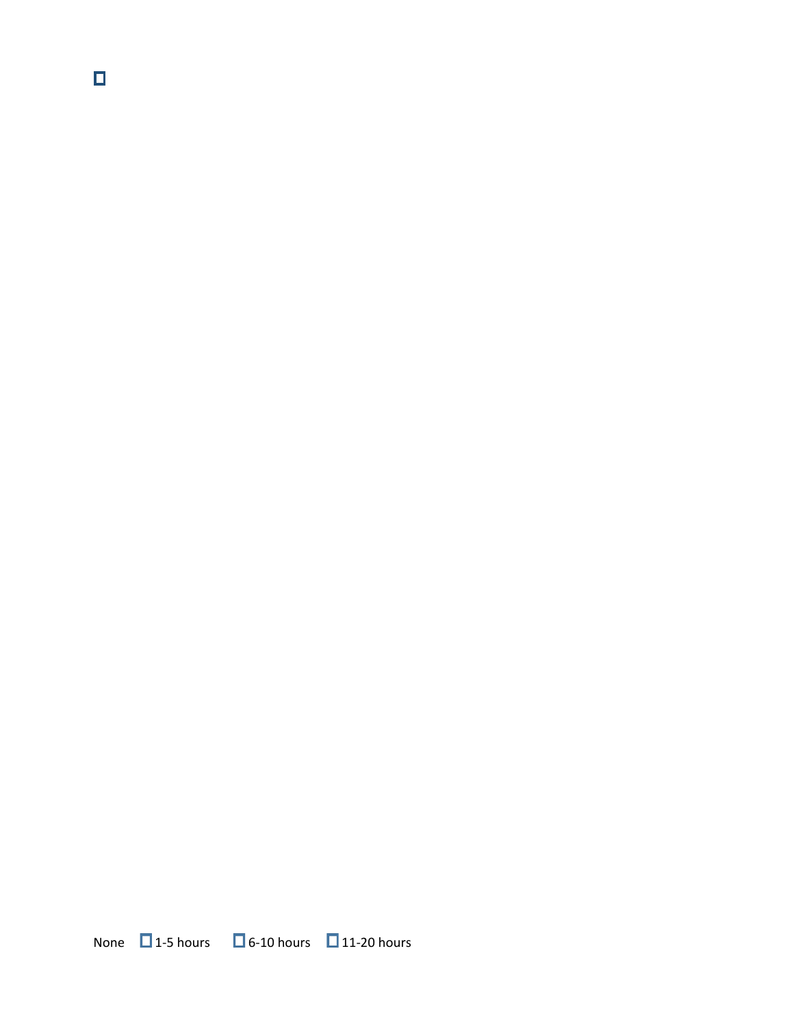☐

None ☐ 1-5 hours ☐ 6-10 hours ☐ 11-20 hours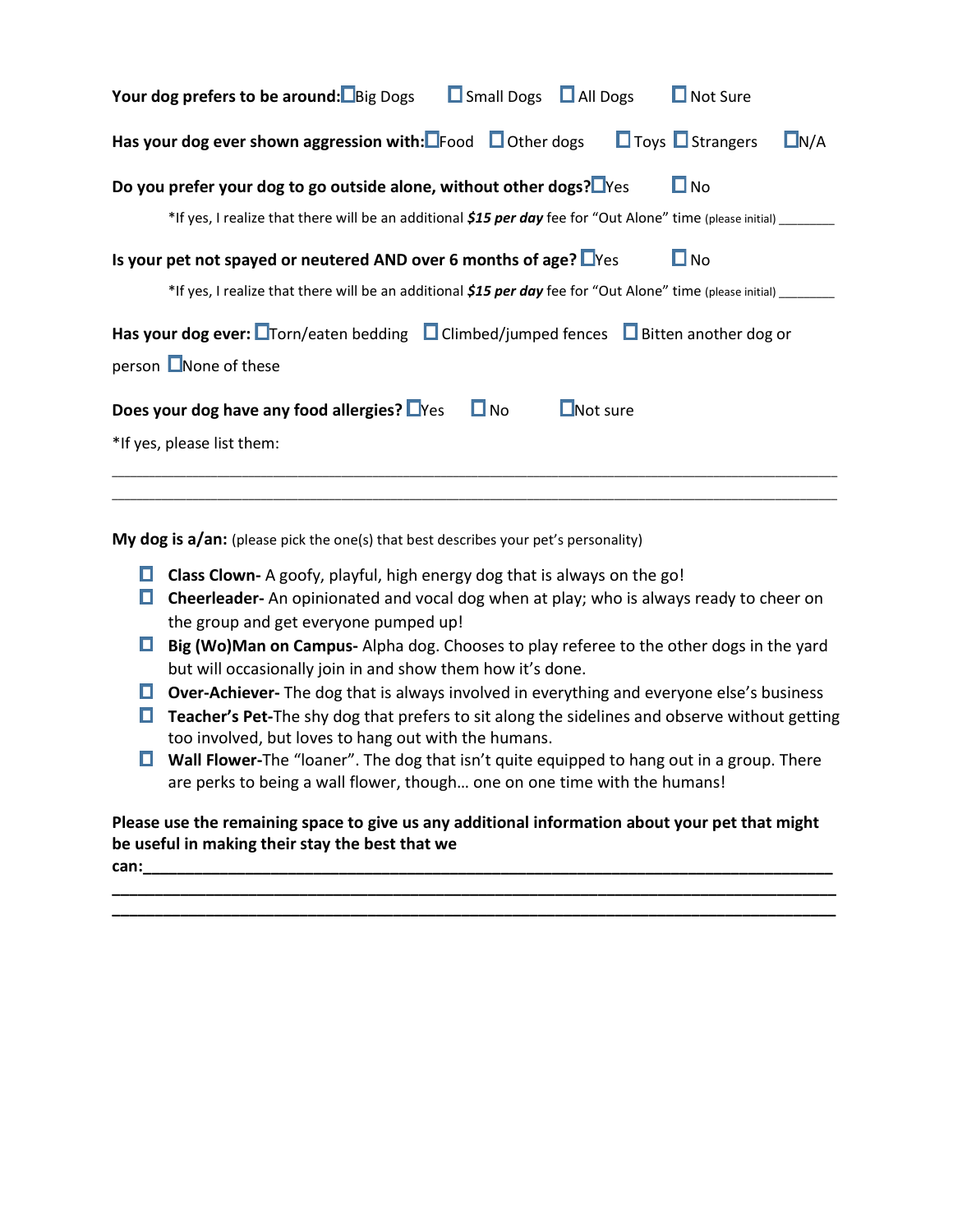**Your dog prefers to be around:** ☐ Big Dogs ☐ Small Dogs ☐ All Dogs ☐ Not Sure

**Has your dog ever shown aggression with:** ☐ Food ☐ Other dogs ☐ Toys ☐ Strangers ☐ N/A

**Do you prefer your dog to go outside alone, without other dogs?** ☐ Yes ☐ No

*If yes, I realize that there will be an additional ***$15 per day*** fee for "Out Alone" time (please initial) ________

**Is your pet not spayed or neutered AND over 6 months of age?** ☐ Yes ☐ No

*If yes, I realize that there will be an additional ***$15 per day*** fee for "Out Alone" time (please initial) ________

**Has your dog ever:** ☐ Torn/eaten bedding ☐ Climbed/jumped fences ☐ Bitten another dog or person ☐ None of these

**Does your dog have any food allergies?** ☐ Yes ☐ No ☐ Not sure

*If yes, please list them:

________________________________________________________________________________

________________________________________________________________________________

**My dog is a/an:** (please pick the one(s) that best describes your pet's personality)

- ☐ **Class Clown-** A goofy, playful, high energy dog that is always on the go!
- ☐ **Cheerleader-** An opinionated and vocal dog when at play; who is always ready to cheer on the group and get everyone pumped up!
- ☐ **Big (Wo)Man on Campus-** Alpha dog. Chooses to play referee to the other dogs in the yard but will occasionally join in and show them how it's done.
- ☐ **Over-Achiever-** The dog that is always involved in everything and everyone else's business
- ☐ **Teacher's Pet-**The shy dog that prefers to sit along the sidelines and observe without getting too involved, but loves to hang out with the humans.
- ☐ **Wall Flower-**The "loaner". The dog that isn't quite equipped to hang out in a group. There are perks to being a wall flower, though… one on one time with the humans!

**Please use the remaining space to give us any additional information about your pet that might be useful in making their stay the best that we can:**________________________________________________________________________

________________________________________________________________________________

________________________________________________________________________________